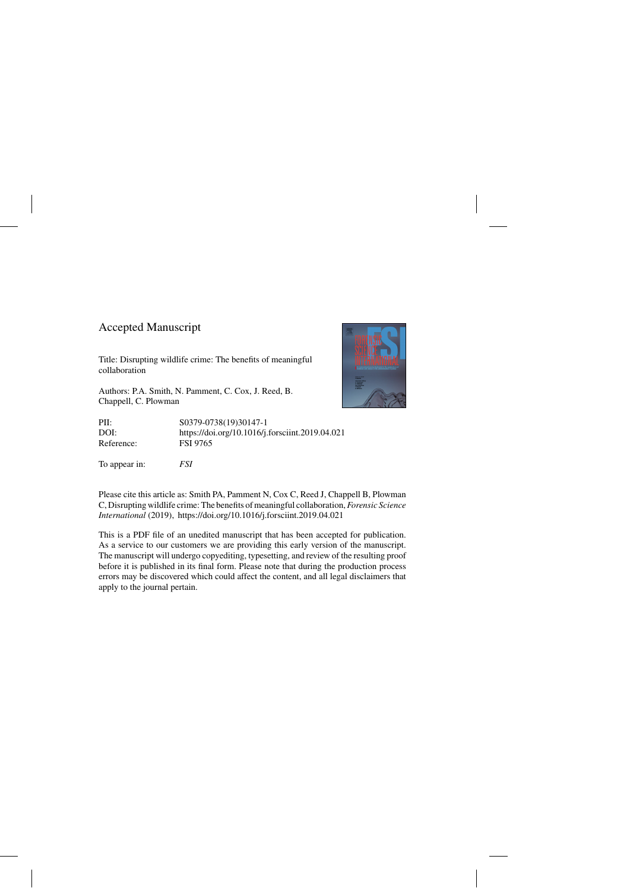# Accepted Manuscript

Title: Disrupting wildlife crime: The benefits of meaningful collaboration

Authors: P.A. Smith, N. Pamment, C. Cox, J. Reed, B. Chappell, C. Plowman

| | |
|---|---|
| PII: | S0379-0738(19)30147-1 |
| DOI: | https://doi.org/10.1016/j.forsciint.2019.04.021 |
| Reference: | FSI 9765 |

To appear in: *FSI*

Please cite this article as: Smith PA, Pamment N, Cox C, Reed J, Chappell B, Plowman C, Disrupting wildlife crime: The benefits of meaningful collaboration, *Forensic Science International* (2019), https://doi.org/10.1016/j.forsciint.2019.04.021

This is a PDF file of an unedited manuscript that has been accepted for publication. As a service to our customers we are providing this early version of the manuscript. The manuscript will undergo copyediting, typesetting, and review of the resulting proof before it is published in its final form. Please note that during the production process errors may be discovered which could affect the content, and all legal disclaimers that apply to the journal pertain.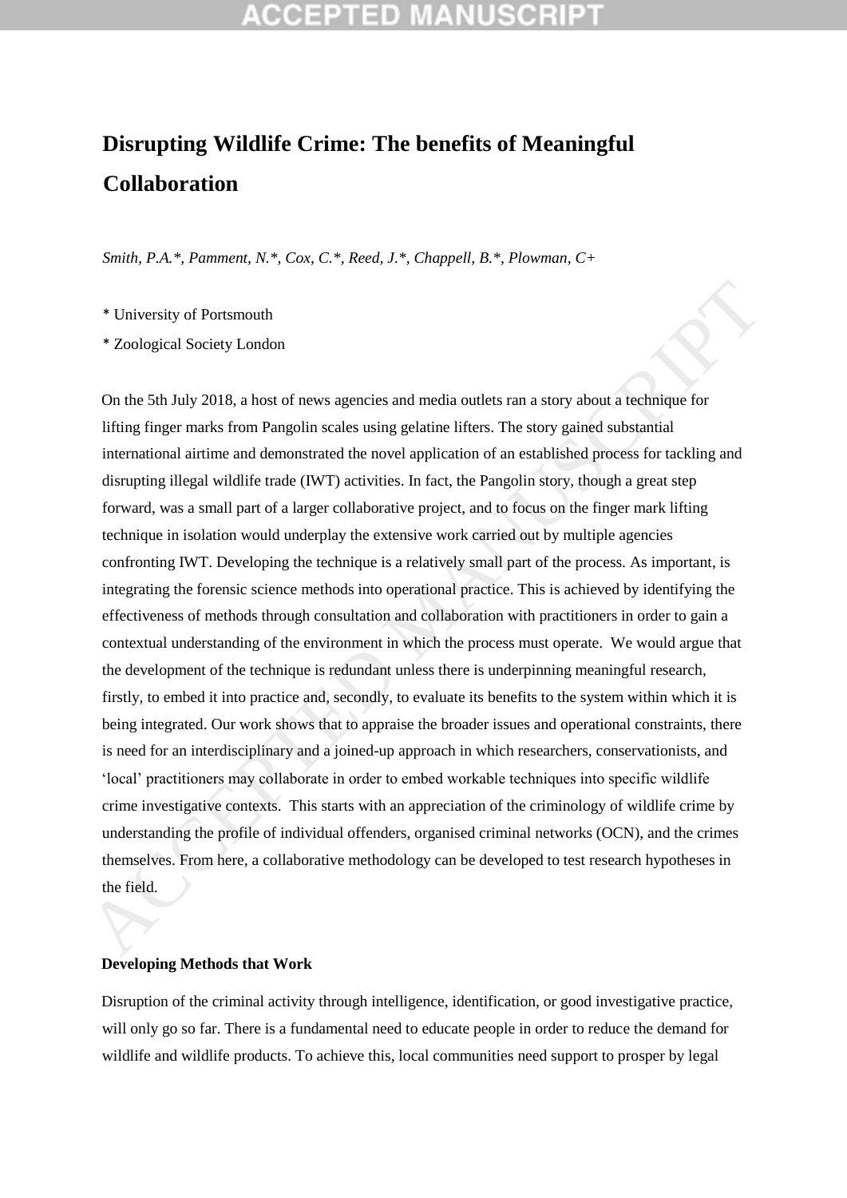# Disrupting Wildlife Crime: The benefits of Meaningful Collaboration

*Smith, P.A.*, Pamment, N.*, Cox, C.*, Reed, J.*, Chappell, B.*, Plowman, C+*

\* University of Portsmouth

\* Zoological Society London

On the 5th July 2018, a host of news agencies and media outlets ran a story about a technique for lifting finger marks from Pangolin scales using gelatine lifters. The story gained substantial international airtime and demonstrated the novel application of an established process for tackling and disrupting illegal wildlife trade (IWT) activities. In fact, the Pangolin story, though a great step forward, was a small part of a larger collaborative project, and to focus on the finger mark lifting technique in isolation would underplay the extensive work carried out by multiple agencies confronting IWT. Developing the technique is a relatively small part of the process. As important, is integrating the forensic science methods into operational practice. This is achieved by identifying the effectiveness of methods through consultation and collaboration with practitioners in order to gain a contextual understanding of the environment in which the process must operate. We would argue that the development of the technique is redundant unless there is underpinning meaningful research, firstly, to embed it into practice and, secondly, to evaluate its benefits to the system within which it is being integrated. Our work shows that to appraise the broader issues and operational constraints, there is need for an interdisciplinary and a joined-up approach in which researchers, conservationists, and 'local' practitioners may collaborate in order to embed workable techniques into specific wildlife crime investigative contexts. This starts with an appreciation of the criminology of wildlife crime by understanding the profile of individual offenders, organised criminal networks (OCN), and the crimes themselves. From here, a collaborative methodology can be developed to test research hypotheses in the field.

## Developing Methods that Work

Disruption of the criminal activity through intelligence, identification, or good investigative practice, will only go so far. There is a fundamental need to educate people in order to reduce the demand for wildlife and wildlife products. To achieve this, local communities need support to prosper by legal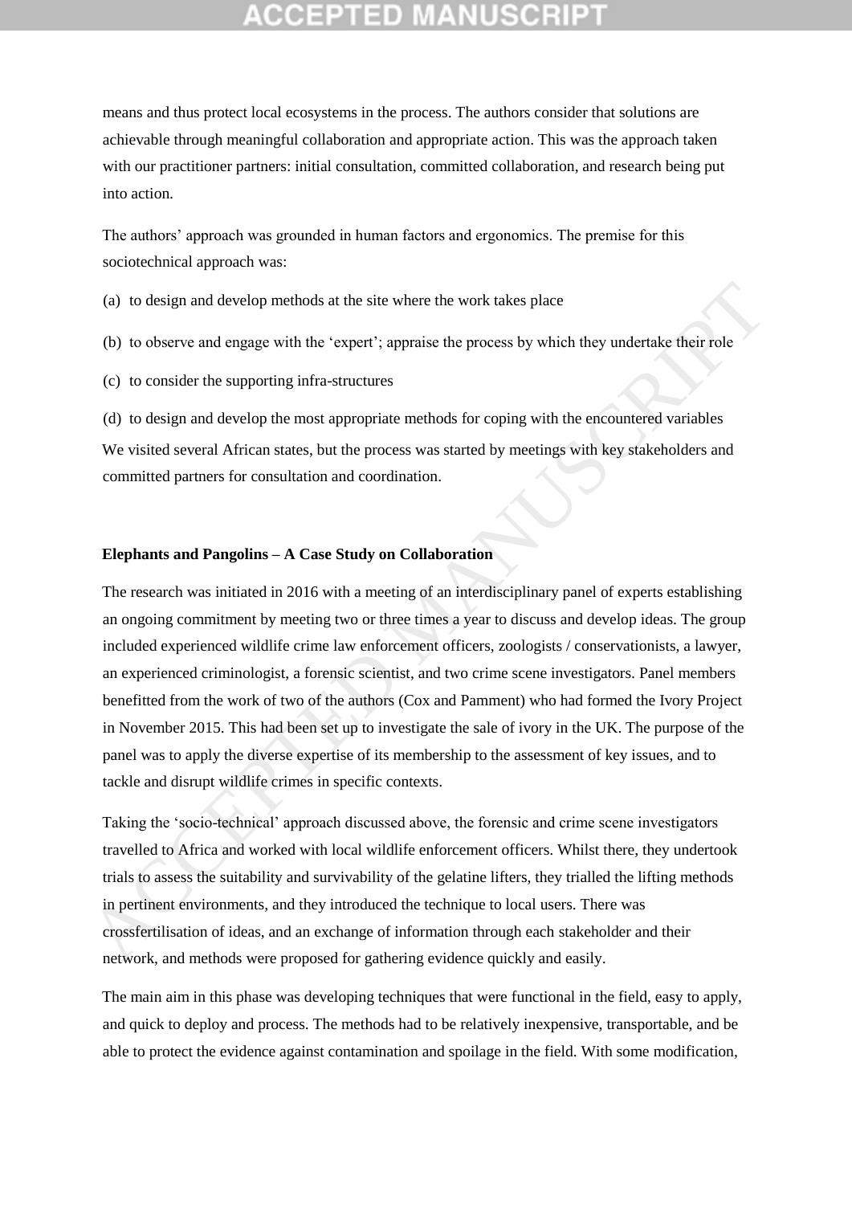means and thus protect local ecosystems in the process. The authors consider that solutions are achievable through meaningful collaboration and appropriate action. This was the approach taken with our practitioner partners: initial consultation, committed collaboration, and research being put into action.

The authors' approach was grounded in human factors and ergonomics. The premise for this sociotechnical approach was:

(a) to design and develop methods at the site where the work takes place

(b) to observe and engage with the 'expert'; appraise the process by which they undertake their role

(c) to consider the supporting infra-structures

(d) to design and develop the most appropriate methods for coping with the encountered variables

We visited several African states, but the process was started by meetings with key stakeholders and committed partners for consultation and coordination.

**Elephants and Pangolins – A Case Study on Collaboration**

The research was initiated in 2016 with a meeting of an interdisciplinary panel of experts establishing an ongoing commitment by meeting two or three times a year to discuss and develop ideas. The group included experienced wildlife crime law enforcement officers, zoologists / conservationists, a lawyer, an experienced criminologist, a forensic scientist, and two crime scene investigators. Panel members benefitted from the work of two of the authors (Cox and Pamment) who had formed the Ivory Project in November 2015. This had been set up to investigate the sale of ivory in the UK. The purpose of the panel was to apply the diverse expertise of its membership to the assessment of key issues, and to tackle and disrupt wildlife crimes in specific contexts.

Taking the 'socio-technical' approach discussed above, the forensic and crime scene investigators travelled to Africa and worked with local wildlife enforcement officers. Whilst there, they undertook trials to assess the suitability and survivability of the gelatine lifters, they trialled the lifting methods in pertinent environments, and they introduced the technique to local users. There was crossfertilisation of ideas, and an exchange of information through each stakeholder and their network, and methods were proposed for gathering evidence quickly and easily.

The main aim in this phase was developing techniques that were functional in the field, easy to apply, and quick to deploy and process. The methods had to be relatively inexpensive, transportable, and be able to protect the evidence against contamination and spoilage in the field. With some modification,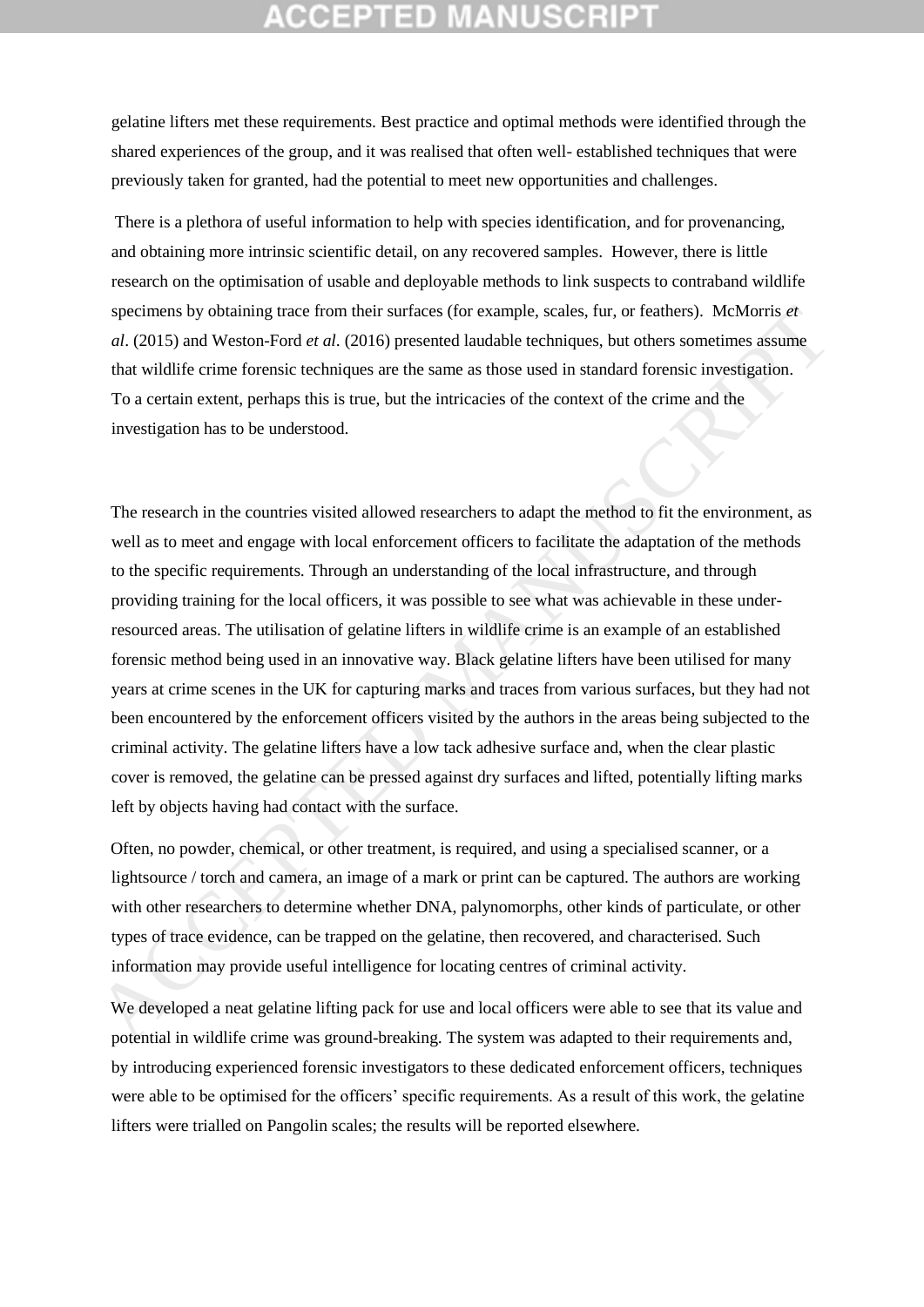gelatine lifters met these requirements. Best practice and optimal methods were identified through the shared experiences of the group, and it was realised that often well- established techniques that were previously taken for granted, had the potential to meet new opportunities and challenges.

There is a plethora of useful information to help with species identification, and for provenancing, and obtaining more intrinsic scientific detail, on any recovered samples. However, there is little research on the optimisation of usable and deployable methods to link suspects to contraband wildlife specimens by obtaining trace from their surfaces (for example, scales, fur, or feathers). McMorris *et al*. (2015) and Weston-Ford *et al*. (2016) presented laudable techniques, but others sometimes assume that wildlife crime forensic techniques are the same as those used in standard forensic investigation. To a certain extent, perhaps this is true, but the intricacies of the context of the crime and the investigation has to be understood.

The research in the countries visited allowed researchers to adapt the method to fit the environment, as well as to meet and engage with local enforcement officers to facilitate the adaptation of the methods to the specific requirements. Through an understanding of the local infrastructure, and through providing training for the local officers, it was possible to see what was achievable in these under-resourced areas. The utilisation of gelatine lifters in wildlife crime is an example of an established forensic method being used in an innovative way. Black gelatine lifters have been utilised for many years at crime scenes in the UK for capturing marks and traces from various surfaces, but they had not been encountered by the enforcement officers visited by the authors in the areas being subjected to the criminal activity. The gelatine lifters have a low tack adhesive surface and, when the clear plastic cover is removed, the gelatine can be pressed against dry surfaces and lifted, potentially lifting marks left by objects having had contact with the surface.

Often, no powder, chemical, or other treatment, is required, and using a specialised scanner, or a lightsource / torch and camera, an image of a mark or print can be captured. The authors are working with other researchers to determine whether DNA, palynomorphs, other kinds of particulate, or other types of trace evidence, can be trapped on the gelatine, then recovered, and characterised. Such information may provide useful intelligence for locating centres of criminal activity.

We developed a neat gelatine lifting pack for use and local officers were able to see that its value and potential in wildlife crime was ground-breaking. The system was adapted to their requirements and, by introducing experienced forensic investigators to these dedicated enforcement officers, techniques were able to be optimised for the officers' specific requirements. As a result of this work, the gelatine lifters were trialled on Pangolin scales; the results will be reported elsewhere.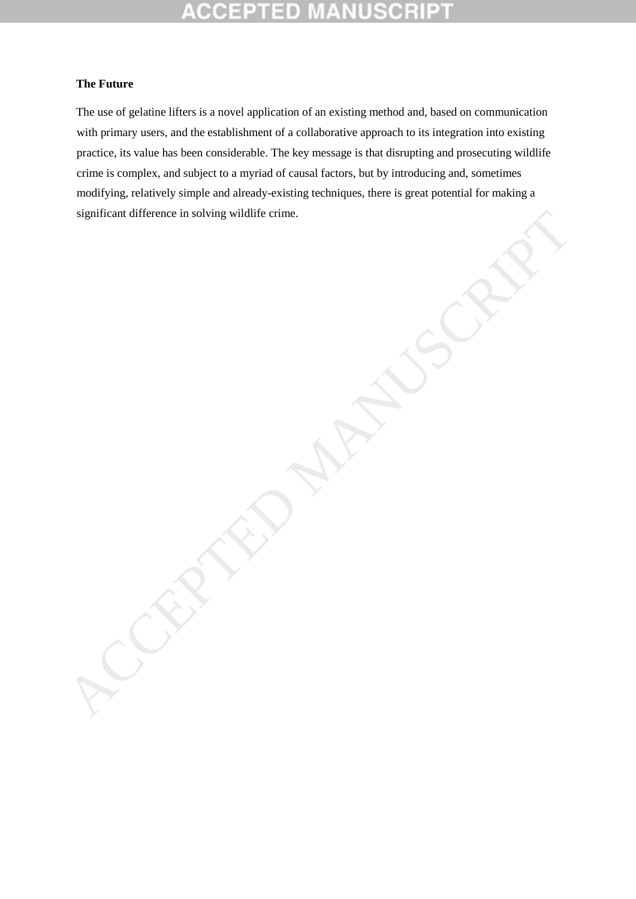**The Future**

The use of gelatine lifters is a novel application of an existing method and, based on communication with primary users, and the establishment of a collaborative approach to its integration into existing practice, its value has been considerable. The key message is that disrupting and prosecuting wildlife crime is complex, and subject to a myriad of causal factors, but by introducing and, sometimes modifying, relatively simple and already-existing techniques, there is great potential for making a significant difference in solving wildlife crime.